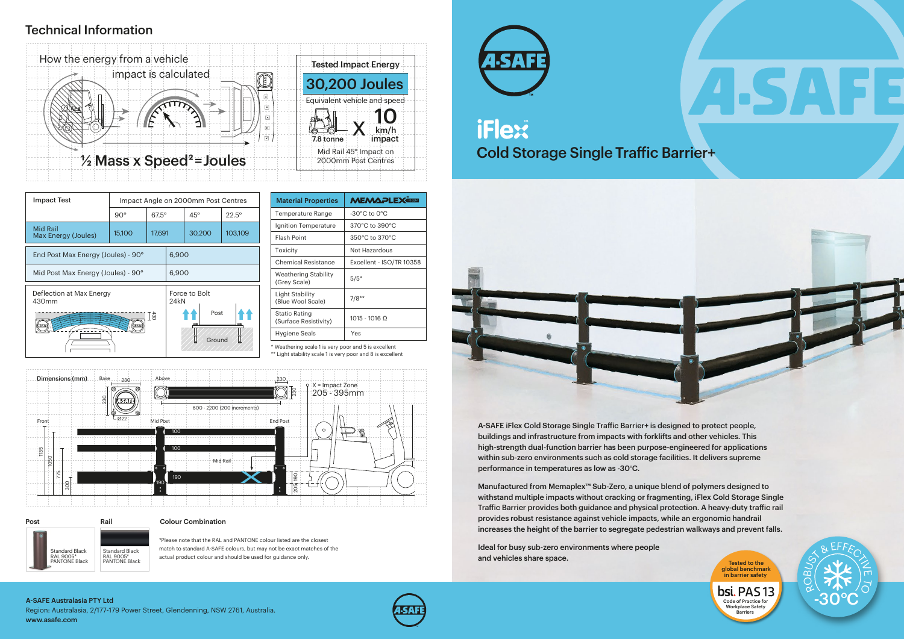## Technical Information

### How the energy from a vehicle impact is calculated

½ Mass x Speed² = Joules

**Tested Impact Energy**

**30,200 Joules**

Equivalent vehicle and speed

7.8 tonne X 10 km/h impact

Mid Rail 45° Impact on 2000mm Post Centres

| Impact Test | Impact Angle on 2000mm Post Centres | | | |
|---|---|---|---|---|
| | 90° | 67.5° | 45° | 22.5° |
| Mid Rail Max Energy (Joules) | 15,100 | 17,691 | 30,200 | 103,109 |

| | |
|---|---|
| End Post Max Energy (Joules) - 90° | 6,900 |
| Mid Post Max Energy (Joules) - 90° | 6,900 |
| Deflection at Max Energy 430mm | Force to Bolt 24kN |

| Material Properties | MEMAPLEX |
|---|---|
| Temperature Range | -30°C to 0°C |
| Ignition Temperature | 370°C to 390°C |
| Flash Point | 350°C to 370°C |
| Toxicity | Not Hazardous |
| Chemical Resistance | Excellent - ISO/TR 10358 |
| Weathering Stability (Grey Scale) | 5/5* |
| Light Stability (Blue Wool Scale) | 7/8** |
| Static Rating (Surface Resistivity) | 1015 - 1016 Ω |
| Hygiene Seals | Yes |

* Weathering scale 1 is very poor and 5 is excellent
** Light stability scale 1 is very poor and 8 is excellent

### Dimensions (mm)

Base 230 x 230, Ø22. Above: 600 - 2200 (200 increments), 230, 230. X = Impact Zone 205 - 395mm. Front: 1135, 1050, 775, 300. Mid Post, End Post, Mid Rail. 100, 100, 190, 190, 205.

**Post**: Standard Black RAL 9005* PANTONE Black

**Rail**: Standard Black RAL 9005* PANTONE Black

**Colour Combination**

*Please note that the RAL and PANTONE colour listed are the closest match to standard A-SAFE colours, but may not be exact matches of the actual product colour and should be used for guidance only.

# A-SAFE

## iFlex

## Cold Storage Single Traffic Barrier+

A-SAFE iFlex Cold Storage Single Traffic Barrier+ is designed to protect people, buildings and infrastructure from impacts with forklifts and other vehicles. This high-strength dual-function barrier has been purpose-engineered for applications within sub-zero environments such as cold storage facilities. It delivers supreme performance in temperatures as low as -30°C.

Manufactured from Memaplex™ Sub-Zero, a unique blend of polymers designed to withstand multiple impacts without cracking or fragmenting, iFlex Cold Storage Single Traffic Barrier provides both guidance and physical protection. A heavy-duty traffic rail provides robust resistance against vehicle impacts, while an ergonomic handrail increases the height of the barrier to segregate pedestrian walkways and prevent falls.

Ideal for busy sub-zero environments where people and vehicles share space.

Tested to the global benchmark in barrier safety — bsi. PAS 13 Code of Practice for Workplace Safety Barriers

Robust & effective to -30°C

A-SAFE Australasia PTY Ltd
Region: Australasia, 2/177-179 Power Street, Glendenning, NSW 2761, Australia.
www.asafe.com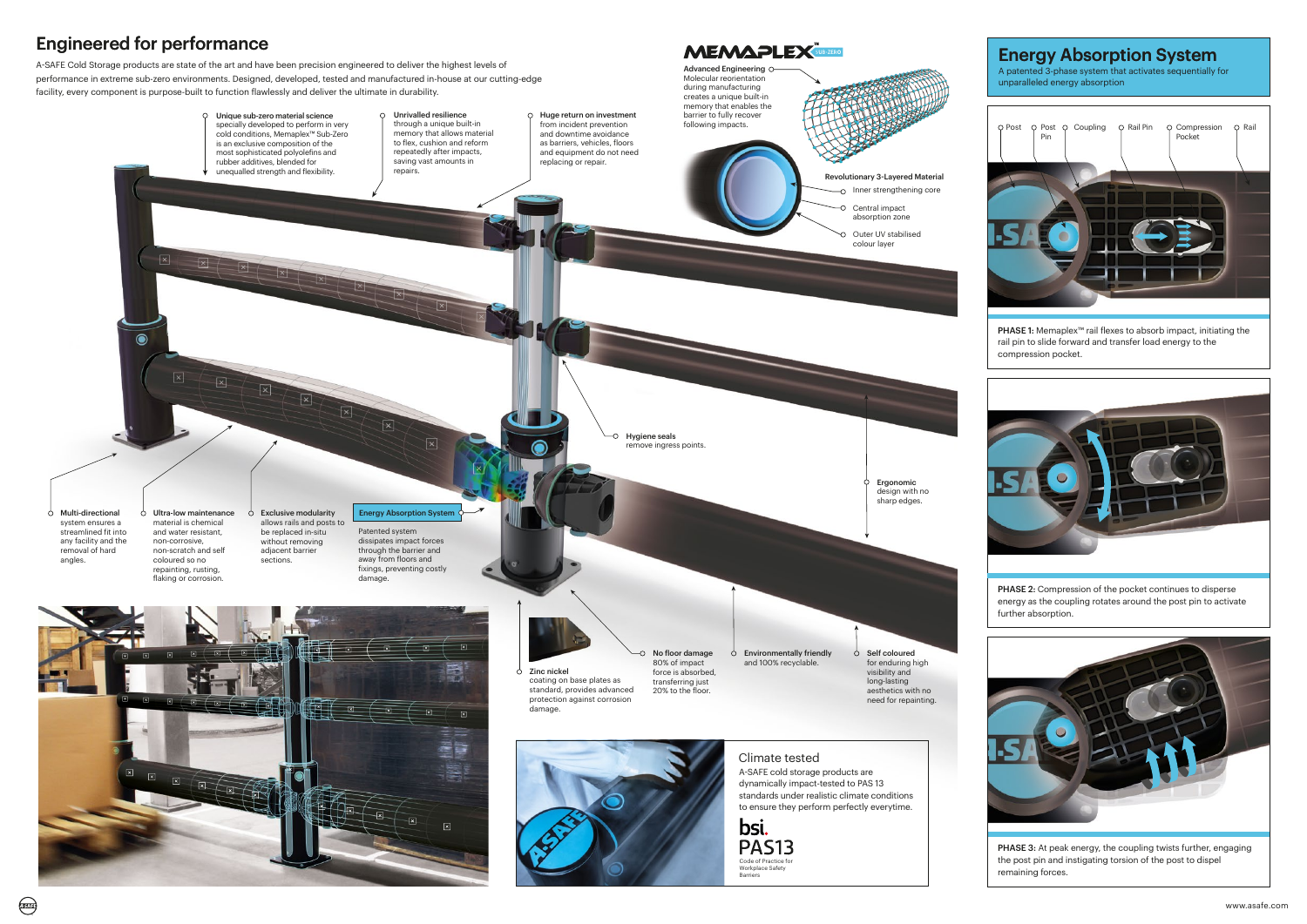## Engineered for performance

A-SAFE Cold Storage products are state of the art and have been precision engineered to deliver the highest levels of performance in extreme sub-zero environments. Designed, developed, tested and manufactured in-house at our cutting-edge facility, every component is purpose-built to function flawlessly and deliver the ultimate in durability.

**Unique sub-zero material science** specially developed to perform in very cold conditions, Memaplex™ Sub-Zero is an exclusive composition of the most sophisticated polyolefins and rubber additives, blended for unequalled strength and flexibility.

**Unrivalled resilience** through a unique built-in memory that allows material to flex, cushion and reform repeatedly after impacts, saving vast amounts in repairs.

**Huge return on investment** from incident prevention and downtime avoidance as barriers, vehicles, floors and equipment do not need replacing or repair.

MEMAPLEX™ SUB-ZERO

**Advanced Engineering** Molecular reorientation during manufacturing creates a unique built-in memory that enables the barrier to fully recover following impacts.

**Revolutionary 3-Layered Material**

- Inner strengthening core
- Central impact absorption zone
- Outer UV stabilised colour layer

**Hygiene seals** remove ingress points.

**Ergonomic** design with no sharp edges.

**Multi-directional** system ensures a streamlined fit into any facility and the removal of hard angles.

**Ultra-low maintenance** material is chemical and water resistant, non-corrosive, non-scratch and self coloured so no repainting, rusting, flaking or corrosion.

**Exclusive modularity** allows rails and posts to be replaced in-situ without removing adjacent barrier sections.

**Energy Absorption System**

Patented system dissipates impact forces through the barrier and away from floors and fixings, preventing costly damage.

**Zinc nickel** coating on base plates as standard, provides advanced protection against corrosion damage.

**No floor damage** 80% of impact force is absorbed, transferring just 20% to the floor.

**Environmentally friendly** and 100% recyclable.

**Self coloured** for enduring high visibility and long-lasting aesthetics with no need for repainting.

### Climate tested

A-SAFE cold storage products are dynamically impact-tested to PAS 13 standards under realistic climate conditions to ensure they perform perfectly everytime.

bsi. PAS13 Code of Practice for Workplace Safety Barriers

## Energy Absorption System

A patented 3-phase system that activates sequentially for unparalleled energy absorption

Post | Post Pin | Coupling | Rail Pin | Compression Pocket | Rail

**PHASE 1:** Memaplex™ rail flexes to absorb impact, initiating the rail pin to slide forward and transfer load energy to the compression pocket.

**PHASE 2:** Compression of the pocket continues to disperse energy as the coupling rotates around the post pin to activate further absorption.

**PHASE 3:** At peak energy, the coupling twists further, engaging the post pin and instigating torsion of the post to dispel remaining forces.

www.asafe.com